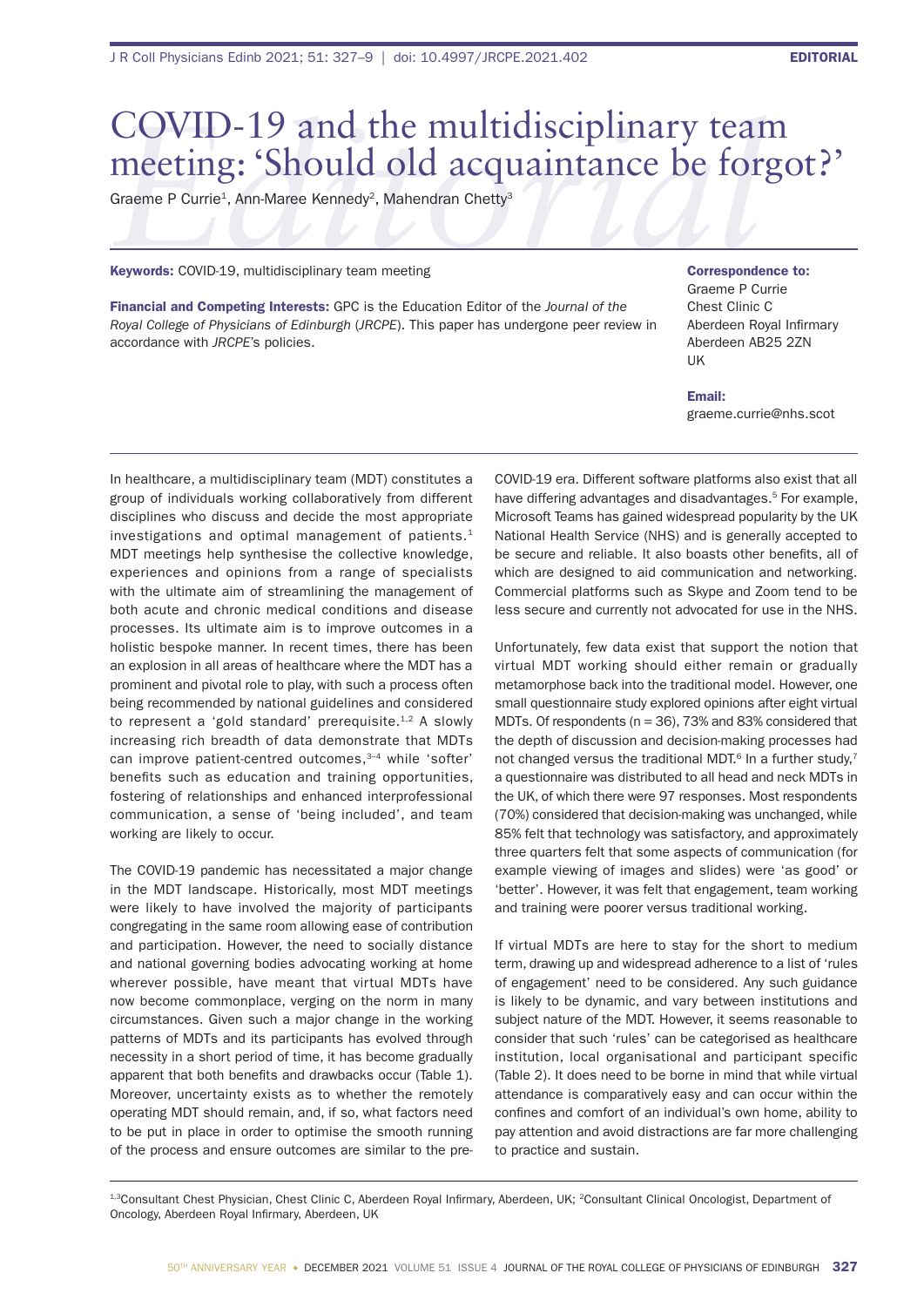**EDITORIAL**

# COVID-19 and the multidisciplinary team meeting: 'Should old acquaintance be forgot?'

Graeme P Currie[1], Ann-Maree Kennedy[2], Mahendran Chetty[3]

**Keywords:** COVID-19, multidisciplinary team meeting

**Financial and Competing Interests:** GPC is the Education Editor of the *Journal of the Royal College of Physicians of Edinburgh* (*JRCPE*). This paper has undergone peer review in accordance with *JRCPE*'s policies.

**Correspondence to:**
Graeme P Currie
Chest Clinic C
Aberdeen Royal Infirmary
Aberdeen AB25 2ZN
UK

**Email:**
graeme.currie@nhs.scot

In healthcare, a multidisciplinary team (MDT) constitutes a group of individuals working collaboratively from different disciplines who discuss and decide the most appropriate investigations and optimal management of patients.[1] MDT meetings help synthesise the collective knowledge, experiences and opinions from a range of specialists with the ultimate aim of streamlining the management of both acute and chronic medical conditions and disease processes. Its ultimate aim is to improve outcomes in a holistic bespoke manner. In recent times, there has been an explosion in all areas of healthcare where the MDT has a prominent and pivotal role to play, with such a process often being recommended by national guidelines and considered to represent a 'gold standard' prerequisite.[1,2] A slowly increasing rich breadth of data demonstrate that MDTs can improve patient-centred outcomes,[3–4] while 'softer' benefits such as education and training opportunities, fostering of relationships and enhanced interprofessional communication, a sense of 'being included', and team working are likely to occur.

The COVID-19 pandemic has necessitated a major change in the MDT landscape. Historically, most MDT meetings were likely to have involved the majority of participants congregating in the same room allowing ease of contribution and participation. However, the need to socially distance and national governing bodies advocating working at home wherever possible, have meant that virtual MDTs have now become commonplace, verging on the norm in many circumstances. Given such a major change in the working patterns of MDTs and its participants has evolved through necessity in a short period of time, it has become gradually apparent that both benefits and drawbacks occur (Table 1). Moreover, uncertainty exists as to whether the remotely operating MDT should remain, and, if so, what factors need to be put in place in order to optimise the smooth running of the process and ensure outcomes are similar to the pre-COVID-19 era. Different software platforms also exist that all have differing advantages and disadvantages.[5] For example, Microsoft Teams has gained widespread popularity by the UK National Health Service (NHS) and is generally accepted to be secure and reliable. It also boasts other benefits, all of which are designed to aid communication and networking. Commercial platforms such as Skype and Zoom tend to be less secure and currently not advocated for use in the NHS.

Unfortunately, few data exist that support the notion that virtual MDT working should either remain or gradually metamorphose back into the traditional model. However, one small questionnaire study explored opinions after eight virtual MDTs. Of respondents (n = 36), 73% and 83% considered that the depth of discussion and decision-making processes had not changed versus the traditional MDT.[6] In a further study,[7] a questionnaire was distributed to all head and neck MDTs in the UK, of which there were 97 responses. Most respondents (70%) considered that decision-making was unchanged, while 85% felt that technology was satisfactory, and approximately three quarters felt that some aspects of communication (for example viewing of images and slides) were 'as good' or 'better'. However, it was felt that engagement, team working and training were poorer versus traditional working.

If virtual MDTs are here to stay for the short to medium term, drawing up and widespread adherence to a list of 'rules of engagement' need to be considered. Any such guidance is likely to be dynamic, and vary between institutions and subject nature of the MDT. However, it seems reasonable to consider that such 'rules' can be categorised as healthcare institution, local organisational and participant specific (Table 2). It does need to be borne in mind that while virtual attendance is comparatively easy and can occur within the confines and comfort of an individual's own home, ability to pay attention and avoid distractions are far more challenging to practice and sustain.

[1,3]Consultant Chest Physician, Chest Clinic C, Aberdeen Royal Infirmary, Aberdeen, UK; [2]Consultant Clinical Oncologist, Department of Oncology, Aberdeen Royal Infirmary, Aberdeen, UK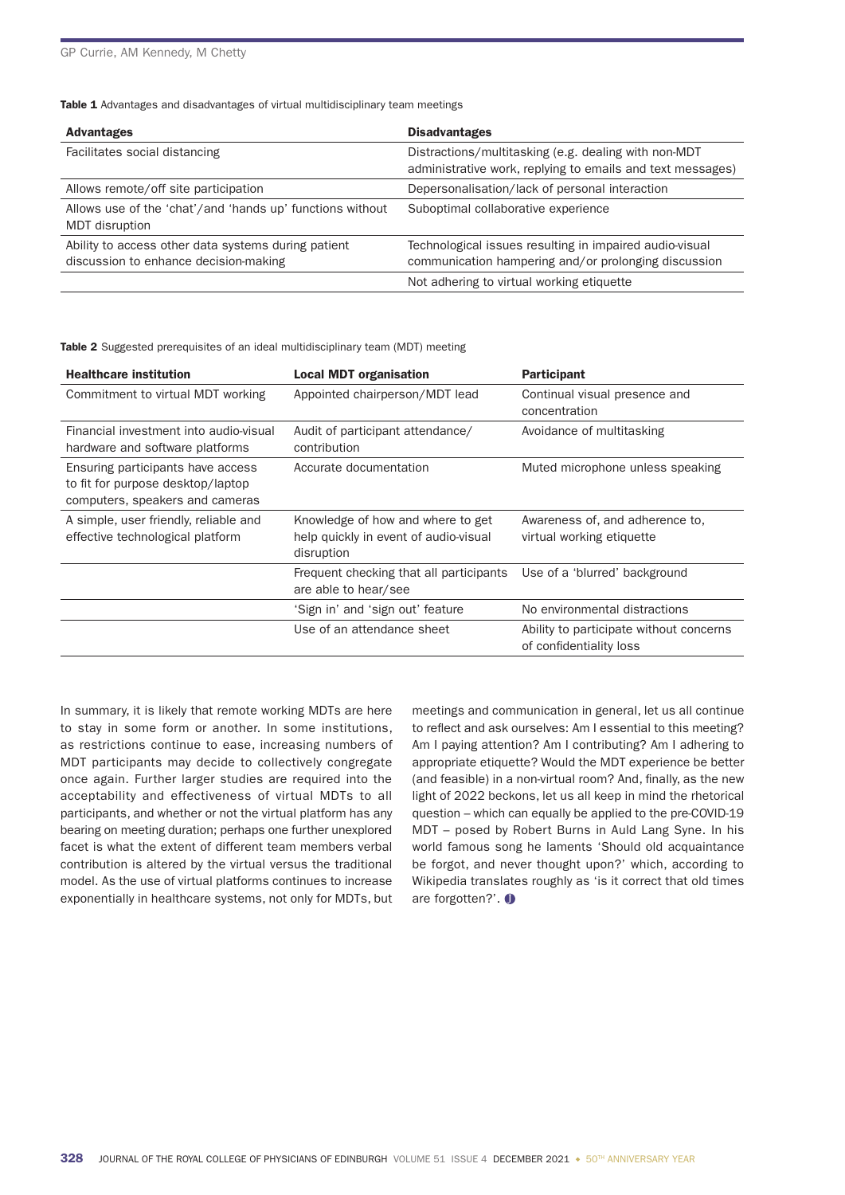**Table 1** Advantages and disadvantages of virtual multidisciplinary team meetings

| Advantages | Disadvantages |
| --- | --- |
| Facilitates social distancing | Distractions/multitasking (e.g. dealing with non-MDT administrative work, replying to emails and text messages) |
| Allows remote/off site participation | Depersonalisation/lack of personal interaction |
| Allows use of the 'chat'/and 'hands up' functions without MDT disruption | Suboptimal collaborative experience |
| Ability to access other data systems during patient discussion to enhance decision-making | Technological issues resulting in impaired audio-visual communication hampering and/or prolonging discussion |
| | Not adhering to virtual working etiquette |

**Table 2** Suggested prerequisites of an ideal multidisciplinary team (MDT) meeting

| Healthcare institution | Local MDT organisation | Participant |
| --- | --- | --- |
| Commitment to virtual MDT working | Appointed chairperson/MDT lead | Continual visual presence and concentration |
| Financial investment into audio-visual hardware and software platforms | Audit of participant attendance/contribution | Avoidance of multitasking |
| Ensuring participants have access to fit for purpose desktop/laptop computers, speakers and cameras | Accurate documentation | Muted microphone unless speaking |
| A simple, user friendly, reliable and effective technological platform | Knowledge of how and where to get help quickly in event of audio-visual disruption | Awareness of, and adherence to, virtual working etiquette |
| | Frequent checking that all participants are able to hear/see | Use of a 'blurred' background |
| | 'Sign in' and 'sign out' feature | No environmental distractions |
| | Use of an attendance sheet | Ability to participate without concerns of confidentiality loss |

In summary, it is likely that remote working MDTs are here to stay in some form or another. In some institutions, as restrictions continue to ease, increasing numbers of MDT participants may decide to collectively congregate once again. Further larger studies are required into the acceptability and effectiveness of virtual MDTs to all participants, and whether or not the virtual platform has any bearing on meeting duration; perhaps one further unexplored facet is what the extent of different team members verbal contribution is altered by the virtual versus the traditional model. As the use of virtual platforms continues to increase exponentially in healthcare systems, not only for MDTs, but meetings and communication in general, let us all continue to reflect and ask ourselves: Am I essential to this meeting? Am I paying attention? Am I contributing? Am I adhering to appropriate etiquette? Would the MDT experience be better (and feasible) in a non-virtual room? And, finally, as the new light of 2022 beckons, let us all keep in mind the rhetorical question – which can equally be applied to the pre-COVID-19 MDT – posed by Robert Burns in Auld Lang Syne. In his world famous song he laments 'Should old acquaintance be forgot, and never thought upon?' which, according to Wikipedia translates roughly as 'is it correct that old times are forgotten?'.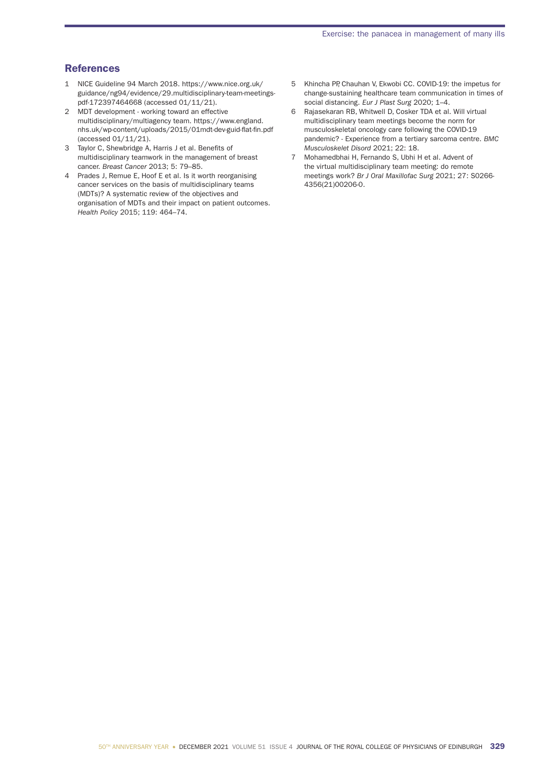## References

1. NICE Guideline 94 March 2018. https://www.nice.org.uk/guidance/ng94/evidence/29.multidisciplinary-team-meetings-pdf-172397464668 (accessed 01/11/21).
2. MDT development - working toward an effective multidisciplinary/multiagency team. https://www.england.nhs.uk/wp-content/uploads/2015/01mdt-dev-guid-flat-fin.pdf (accessed 01/11/21).
3. Taylor C, Shewbridge A, Harris J et al. Benefits of multidisciplinary teamwork in the management of breast cancer. *Breast Cancer* 2013; 5: 79–85.
4. Prades J, Remue E, Hoof E et al. Is it worth reorganising cancer services on the basis of multidisciplinary teams (MDTs)? A systematic review of the objectives and organisation of MDTs and their impact on patient outcomes. *Health Policy* 2015; 119: 464–74.
5. Khincha PP, Chauhan V, Ekwobi CC. COVID-19: the impetus for change-sustaining healthcare team communication in times of social distancing. *Eur J Plast Surg* 2020; 1–4.
6. Rajasekaran RB, Whitwell D, Cosker TDA et al. Will virtual multidisciplinary team meetings become the norm for musculoskeletal oncology care following the COVID-19 pandemic? - Experience from a tertiary sarcoma centre. *BMC Musculoskelet Disord* 2021; 22: 18.
7. Mohamedbhai H, Fernando S, Ubhi H et al. Advent of the virtual multidisciplinary team meeting: do remote meetings work? *Br J Oral Maxillofac Surg* 2021; 27: S0266-4356(21)00206-0.